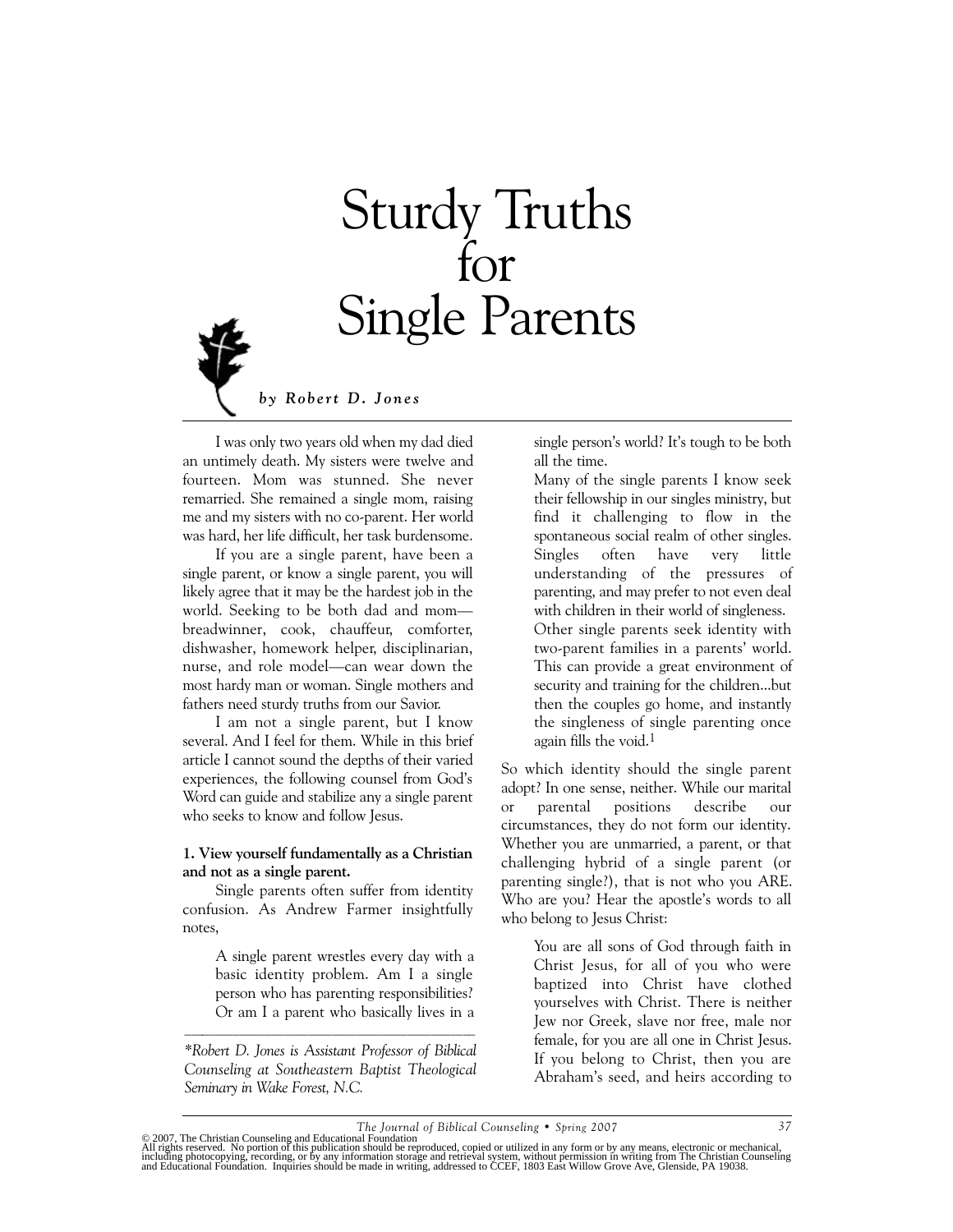# Sturdy Truths for Single Parents

*by Robert D. Jones*

I was only two years old when my dad died an untimely death. My sisters were twelve and fourteen. Mom was stunned. She never remarried. She remained a single mom, raising me and my sisters with no co-parent. Her world was hard, her life difficult, her task burdensome.

If you are a single parent, have been a single parent, or know a single parent, you will likely agree that it may be the hardest job in the world. Seeking to be both dad and mom—breadwinner, cook, chauffeur, comforter, dishwasher, homework helper, disciplinarian, nurse, and role model—can wear down the most hardy man or woman. Single mothers and fathers need sturdy truths from our Savior.

I am not a single parent, but I know several. And I feel for them. While in this brief article I cannot sound the depths of their varied experiences, the following counsel from God's Word can guide and stabilize any a single parent who seeks to know and follow Jesus.

**1. View yourself fundamentally as a Christian and not as a single parent.**

Single parents often suffer from identity confusion. As Andrew Farmer insightfully notes,

> A single parent wrestles every day with a basic identity problem. Am I a single person who has parenting responsibilities? Or am I a parent who basically lives in a single person's world? It's tough to be both all the time.
>
> Many of the single parents I know seek their fellowship in our singles ministry, but find it challenging to flow in the spontaneous social realm of other singles. Singles often have very little understanding of the pressures of parenting, and may prefer to not even deal with children in their world of singleness.
>
> Other single parents seek identity with two-parent families in a parents' world. This can provide a great environment of security and training for the children…but then the couples go home, and instantly the singleness of single parenting once again fills the void.[1]

So which identity should the single parent adopt? In one sense, neither. While our marital or parental positions describe our circumstances, they do not form our identity. Whether you are unmarried, a parent, or that challenging hybrid of a single parent (or parenting single?), that is not who you ARE. Who are you? Hear the apostle's words to all who belong to Jesus Christ:

> You are all sons of God through faith in Christ Jesus, for all of you who were baptized into Christ have clothed yourselves with Christ. There is neither Jew nor Greek, slave nor free, male nor female, for you are all one in Christ Jesus. If you belong to Christ, then you are Abraham's seed, and heirs according to

---

*\*Robert D. Jones is Assistant Professor of Biblical Counseling at Southeastern Baptist Theological Seminary in Wake Forest, N.C.*

© 2007, The Christian Counseling and Educational Foundation
All rights reserved. No portion of this publication should be reproduced, copied or utilized in any form or by any means, electronic or mechanical, including photocopying, recording, or by any information storage and retrieval system, without permission in writing from The Christian Counseling and Educational Foundation. Inquiries should be made in writing, addressed to CCEF, 1803 East Willow Grove Ave, Glenside, PA 19038.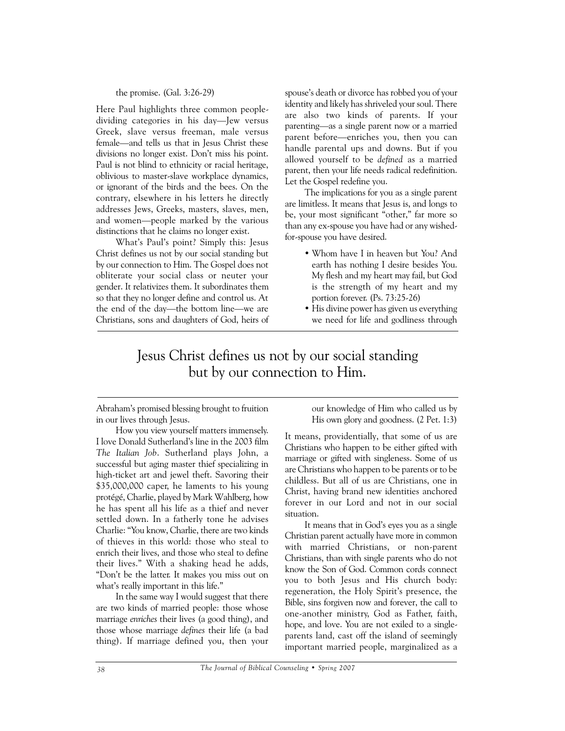the promise. (Gal. 3:26-29)

Here Paul highlights three common people-dividing categories in his day—Jew versus Greek, slave versus freeman, male versus female—and tells us that in Jesus Christ these divisions no longer exist. Don't miss his point. Paul is not blind to ethnicity or racial heritage, oblivious to master-slave workplace dynamics, or ignorant of the birds and the bees. On the contrary, elsewhere in his letters he directly addresses Jews, Greeks, masters, slaves, men, and women—people marked by the various distinctions that he claims no longer exist.

What's Paul's point? Simply this: Jesus Christ defines us not by our social standing but by our connection to Him. The Gospel does not obliterate your social class or neuter your gender. It relativizes them. It subordinates them so that they no longer define and control us. At the end of the day—the bottom line—we are Christians, sons and daughters of God, heirs of Abraham's promised blessing brought to fruition in our lives through Jesus.

How you view yourself matters immensely. I love Donald Sutherland's line in the 2003 film *The Italian Job*. Sutherland plays John, a successful but aging master thief specializing in high-ticket art and jewel theft. Savoring their $35,000,000 caper, he laments to his young protégé, Charlie, played by Mark Wahlberg, how he has spent all his life as a thief and never settled down. In a fatherly tone he advises Charlie: "You know, Charlie, there are two kinds of thieves in this world: those who steal to enrich their lives, and those who steal to define their lives." With a shaking head he adds, "Don't be the latter. It makes you miss out on what's really important in this life."

In the same way I would suggest that there are two kinds of married people: those whose marriage *enriches* their lives (a good thing), and those whose marriage *defines* their life (a bad thing). If marriage defined you, then your spouse's death or divorce has robbed you of your identity and likely has shriveled your soul. There are also two kinds of parents. If your parenting—as a single parent now or a married parent before—enriches you, then you can handle parental ups and downs. But if you allowed yourself to be *defined* as a married parent, then your life needs radical redefinition. Let the Gospel redefine you.

The implications for you as a single parent are limitless. It means that Jesus is, and longs to be, your most significant "other," far more so than any ex-spouse you have had or any wished-for-spouse you have desired.

- Whom have I in heaven but You? And earth has nothing I desire besides You. My flesh and my heart may fail, but God is the strength of my heart and my portion forever. (Ps. 73:25-26)
- His divine power has given us everything we need for life and godliness through our knowledge of Him who called us by His own glory and goodness. (2 Pet. 1:3)

> Jesus Christ defines us not by our social standing but by our connection to Him.

It means, providentially, that some of us are Christians who happen to be either gifted with marriage or gifted with singleness. Some of us are Christians who happen to be parents or to be childless. But all of us are Christians, one in Christ, having brand new identities anchored forever in our Lord and not in our social situation.

It means that in God's eyes you as a single Christian parent actually have more in common with married Christians, or non-parent Christians, than with single parents who do not know the Son of God. Common cords connect you to both Jesus and His church body: regeneration, the Holy Spirit's presence, the Bible, sins forgiven now and forever, the call to one-another ministry, God as Father, faith, hope, and love. You are not exiled to a single-parents land, cast off the island of seemingly important married people, marginalized as a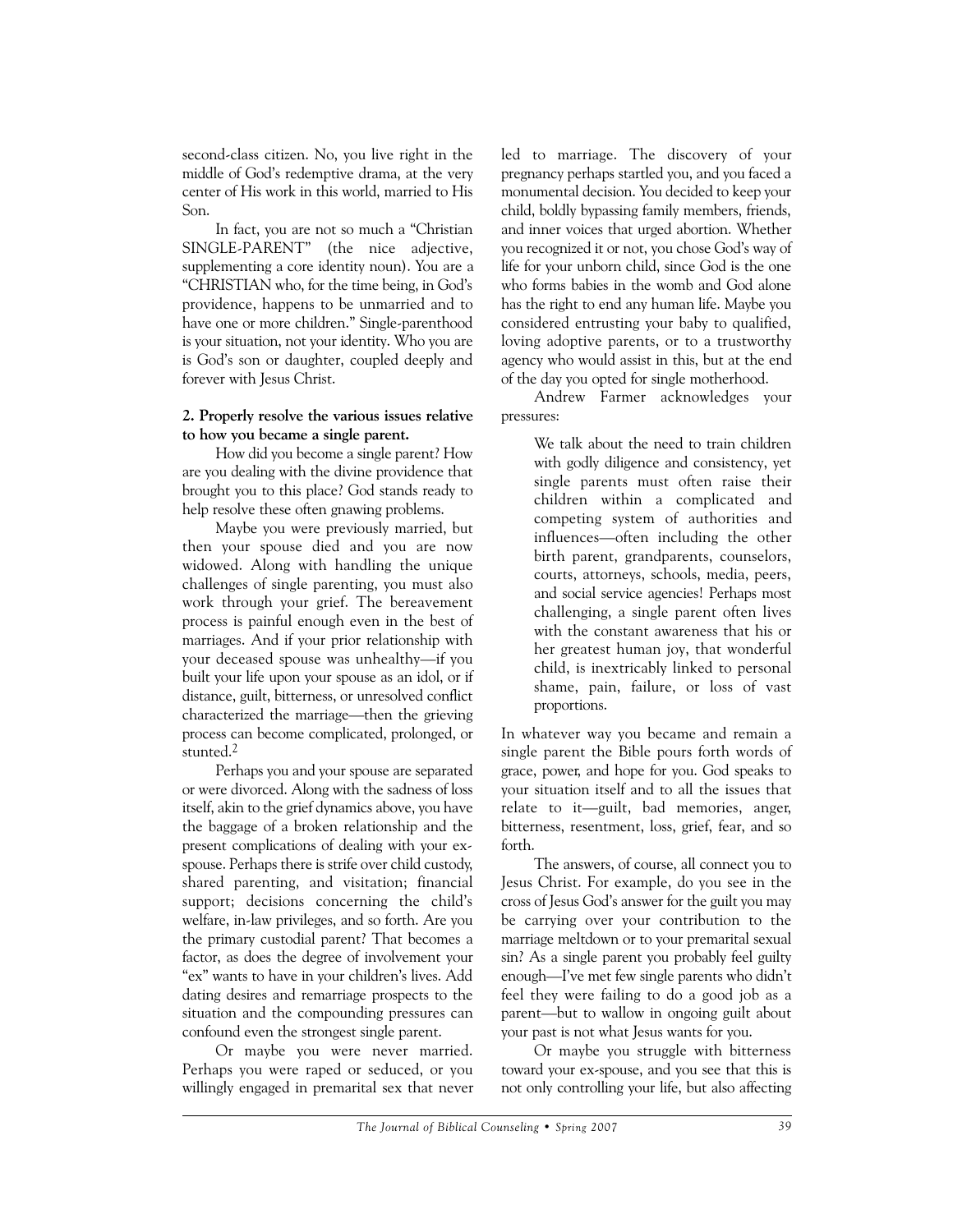second-class citizen. No, you live right in the middle of God's redemptive drama, at the very center of His work in this world, married to His Son.

In fact, you are not so much a "Christian SINGLE-PARENT" (the nice adjective, supplementing a core identity noun). You are a "CHRISTIAN who, for the time being, in God's providence, happens to be unmarried and to have one or more children." Single-parenthood is your situation, not your identity. Who you are is God's son or daughter, coupled deeply and forever with Jesus Christ.

**2. Properly resolve the various issues relative to how you became a single parent.**

How did you become a single parent? How are you dealing with the divine providence that brought you to this place? God stands ready to help resolve these often gnawing problems.

Maybe you were previously married, but then your spouse died and you are now widowed. Along with handling the unique challenges of single parenting, you must also work through your grief. The bereavement process is painful enough even in the best of marriages. And if your prior relationship with your deceased spouse was unhealthy—if you built your life upon your spouse as an idol, or if distance, guilt, bitterness, or unresolved conflict characterized the marriage—then the grieving process can become complicated, prolonged, or stunted.[2]

Perhaps you and your spouse are separated or were divorced. Along with the sadness of loss itself, akin to the grief dynamics above, you have the baggage of a broken relationship and the present complications of dealing with your ex-spouse. Perhaps there is strife over child custody, shared parenting, and visitation; financial support; decisions concerning the child's welfare, in-law privileges, and so forth. Are you the primary custodial parent? That becomes a factor, as does the degree of involvement your "ex" wants to have in your children's lives. Add dating desires and remarriage prospects to the situation and the compounding pressures can confound even the strongest single parent.

Or maybe you were never married. Perhaps you were raped or seduced, or you willingly engaged in premarital sex that never led to marriage. The discovery of your pregnancy perhaps startled you, and you faced a monumental decision. You decided to keep your child, boldly bypassing family members, friends, and inner voices that urged abortion. Whether you recognized it or not, you chose God's way of life for your unborn child, since God is the one who forms babies in the womb and God alone has the right to end any human life. Maybe you considered entrusting your baby to qualified, loving adoptive parents, or to a trustworthy agency who would assist in this, but at the end of the day you opted for single motherhood.

Andrew Farmer acknowledges your pressures:

> We talk about the need to train children with godly diligence and consistency, yet single parents must often raise their children within a complicated and competing system of authorities and influences—often including the other birth parent, grandparents, counselors, courts, attorneys, schools, media, peers, and social service agencies! Perhaps most challenging, a single parent often lives with the constant awareness that his or her greatest human joy, that wonderful child, is inextricably linked to personal shame, pain, failure, or loss of vast proportions.

In whatever way you became and remain a single parent the Bible pours forth words of grace, power, and hope for you. God speaks to your situation itself and to all the issues that relate to it—guilt, bad memories, anger, bitterness, resentment, loss, grief, fear, and so forth.

The answers, of course, all connect you to Jesus Christ. For example, do you see in the cross of Jesus God's answer for the guilt you may be carrying over your contribution to the marriage meltdown or to your premarital sexual sin? As a single parent you probably feel guilty enough—I've met few single parents who didn't feel they were failing to do a good job as a parent—but to wallow in ongoing guilt about your past is not what Jesus wants for you.

Or maybe you struggle with bitterness toward your ex-spouse, and you see that this is not only controlling your life, but also affecting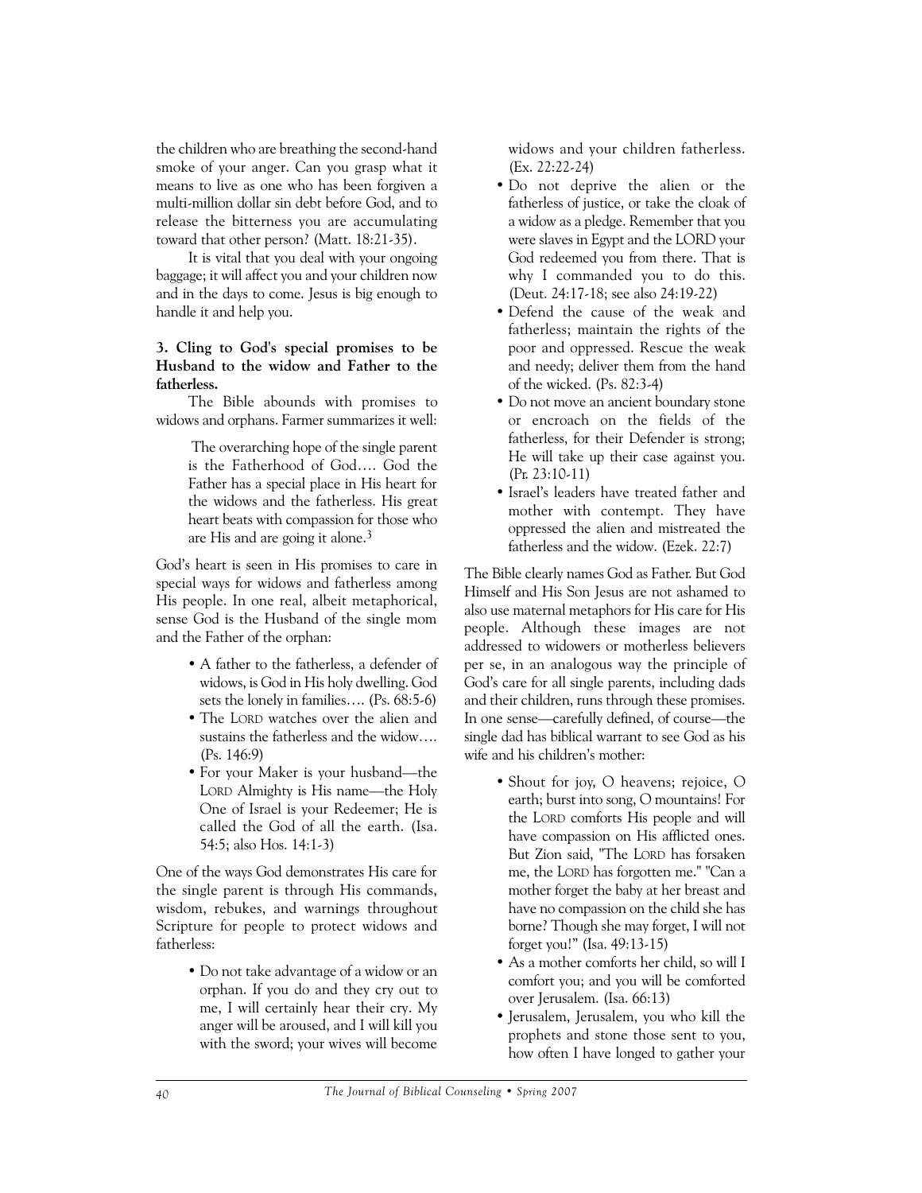the children who are breathing the second-hand smoke of your anger. Can you grasp what it means to live as one who has been forgiven a multi-million dollar sin debt before God, and to release the bitterness you are accumulating toward that other person? (Matt. 18:21-35).

It is vital that you deal with your ongoing baggage; it will affect you and your children now and in the days to come. Jesus is big enough to handle it and help you.

**3. Cling to God's special promises to be Husband to the widow and Father to the fatherless.**

The Bible abounds with promises to widows and orphans. Farmer summarizes it well:

> The overarching hope of the single parent is the Fatherhood of God…. God the Father has a special place in His heart for the widows and the fatherless. His great heart beats with compassion for those who are His and are going it alone.[3]

God's heart is seen in His promises to care in special ways for widows and fatherless among His people. In one real, albeit metaphorical, sense God is the Husband of the single mom and the Father of the orphan:

- A father to the fatherless, a defender of widows, is God in His holy dwelling. God sets the lonely in families…. (Ps. 68:5-6)
- The LORD watches over the alien and sustains the fatherless and the widow…. (Ps. 146:9)
- For your Maker is your husband—the LORD Almighty is His name—the Holy One of Israel is your Redeemer; He is called the God of all the earth. (Isa. 54:5; also Hos. 14:1-3)

One of the ways God demonstrates His care for the single parent is through His commands, wisdom, rebukes, and warnings throughout Scripture for people to protect widows and fatherless:

- Do not take advantage of a widow or an orphan. If you do and they cry out to me, I will certainly hear their cry. My anger will be aroused, and I will kill you with the sword; your wives will become widows and your children fatherless. (Ex. 22:22-24)
- Do not deprive the alien or the fatherless of justice, or take the cloak of a widow as a pledge. Remember that you were slaves in Egypt and the LORD your God redeemed you from there. That is why I commanded you to do this. (Deut. 24:17-18; see also 24:19-22)
- Defend the cause of the weak and fatherless; maintain the rights of the poor and oppressed. Rescue the weak and needy; deliver them from the hand of the wicked. (Ps. 82:3-4)
- Do not move an ancient boundary stone or encroach on the fields of the fatherless, for their Defender is strong; He will take up their case against you. (Pr. 23:10-11)
- Israel's leaders have treated father and mother with contempt. They have oppressed the alien and mistreated the fatherless and the widow. (Ezek. 22:7)

The Bible clearly names God as Father. But God Himself and His Son Jesus are not ashamed to also use maternal metaphors for His care for His people. Although these images are not addressed to widowers or motherless believers per se, in an analogous way the principle of God's care for all single parents, including dads and their children, runs through these promises. In one sense—carefully defined, of course—the single dad has biblical warrant to see God as his wife and his children's mother:

- Shout for joy, O heavens; rejoice, O earth; burst into song, O mountains! For the LORD comforts His people and will have compassion on His afflicted ones. But Zion said, "The LORD has forsaken me, the LORD has forgotten me." "Can a mother forget the baby at her breast and have no compassion on the child she has borne? Though she may forget, I will not forget you!" (Isa. 49:13-15)
- As a mother comforts her child, so will I comfort you; and you will be comforted over Jerusalem. (Isa. 66:13)
- Jerusalem, Jerusalem, you who kill the prophets and stone those sent to you, how often I have longed to gather your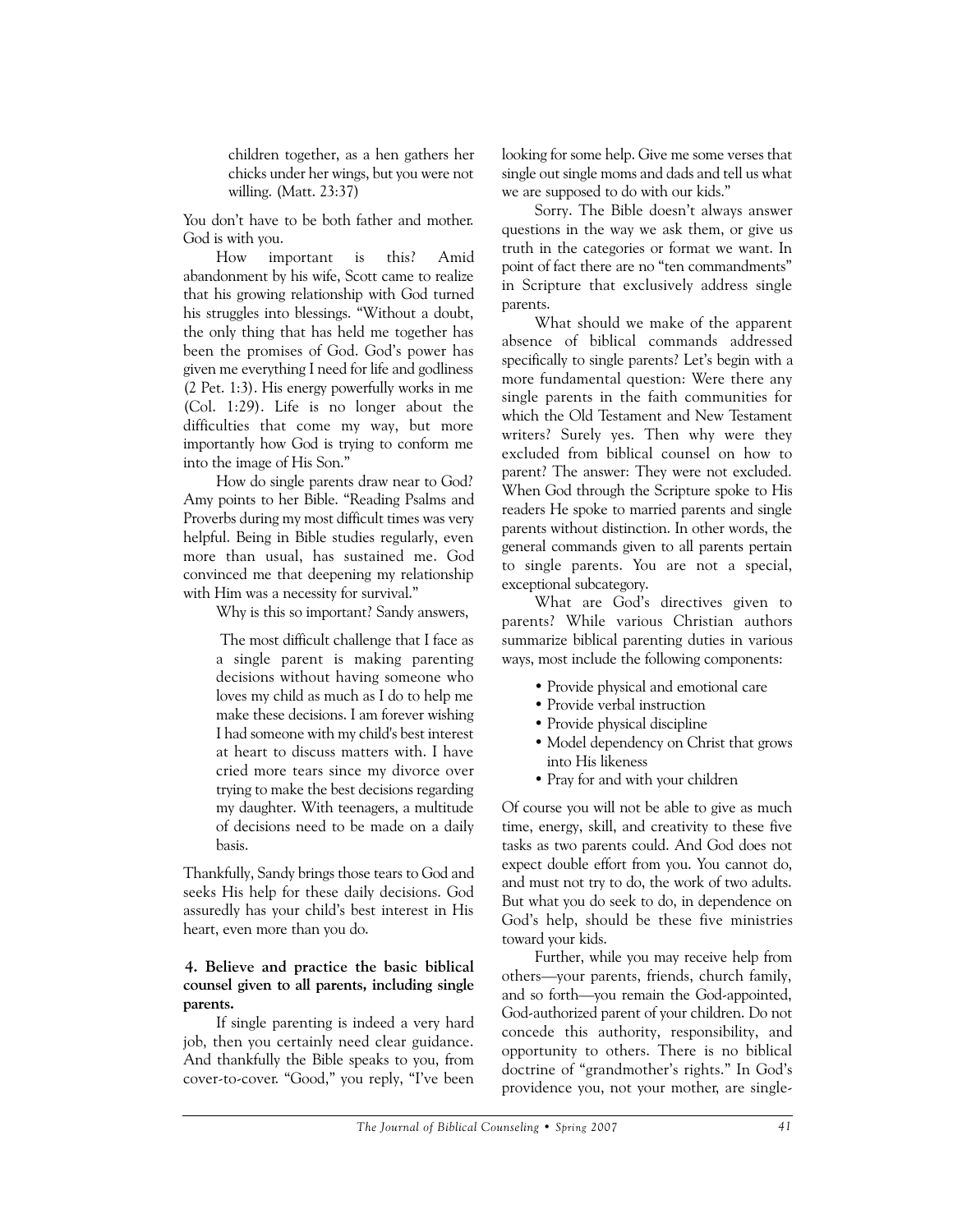> children together, as a hen gathers her chicks under her wings, but you were not willing. (Matt. 23:37)

You don't have to be both father and mother. God is with you.

How important is this? Amid abandonment by his wife, Scott came to realize that his growing relationship with God turned his struggles into blessings. "Without a doubt, the only thing that has held me together has been the promises of God. God's power has given me everything I need for life and godliness (2 Pet. 1:3). His energy powerfully works in me (Col. 1:29). Life is no longer about the difficulties that come my way, but more importantly how God is trying to conform me into the image of His Son."

How do single parents draw near to God? Amy points to her Bible. "Reading Psalms and Proverbs during my most difficult times was very helpful. Being in Bible studies regularly, even more than usual, has sustained me. God convinced me that deepening my relationship with Him was a necessity for survival."

Why is this so important? Sandy answers,

> The most difficult challenge that I face as a single parent is making parenting decisions without having someone who loves my child as much as I do to help me make these decisions. I am forever wishing I had someone with my child's best interest at heart to discuss matters with. I have cried more tears since my divorce over trying to make the best decisions regarding my daughter. With teenagers, a multitude of decisions need to be made on a daily basis.

Thankfully, Sandy brings those tears to God and seeks His help for these daily decisions. God assuredly has your child's best interest in His heart, even more than you do.

**4. Believe and practice the basic biblical counsel given to all parents, including single parents.**

If single parenting is indeed a very hard job, then you certainly need clear guidance. And thankfully the Bible speaks to you, from cover-to-cover. "Good," you reply, "I've been looking for some help. Give me some verses that single out single moms and dads and tell us what we are supposed to do with our kids."

Sorry. The Bible doesn't always answer questions in the way we ask them, or give us truth in the categories or format we want. In point of fact there are no "ten commandments" in Scripture that exclusively address single parents.

What should we make of the apparent absence of biblical commands addressed specifically to single parents? Let's begin with a more fundamental question: Were there any single parents in the faith communities for which the Old Testament and New Testament writers? Surely yes. Then why were they excluded from biblical counsel on how to parent? The answer: They were not excluded. When God through the Scripture spoke to His readers He spoke to married parents and single parents without distinction. In other words, the general commands given to all parents pertain to single parents. You are not a special, exceptional subcategory.

What are God's directives given to parents? While various Christian authors summarize biblical parenting duties in various ways, most include the following components:

- Provide physical and emotional care
- Provide verbal instruction
- Provide physical discipline
- Model dependency on Christ that grows into His likeness
- Pray for and with your children

Of course you will not be able to give as much time, energy, skill, and creativity to these five tasks as two parents could. And God does not expect double effort from you. You cannot do, and must not try to do, the work of two adults. But what you do seek to do, in dependence on God's help, should be these five ministries toward your kids.

Further, while you may receive help from others—your parents, friends, church family, and so forth—you remain the God-appointed, God-authorized parent of your children. Do not concede this authority, responsibility, and opportunity to others. There is no biblical doctrine of "grandmother's rights." In God's providence you, not your mother, are single-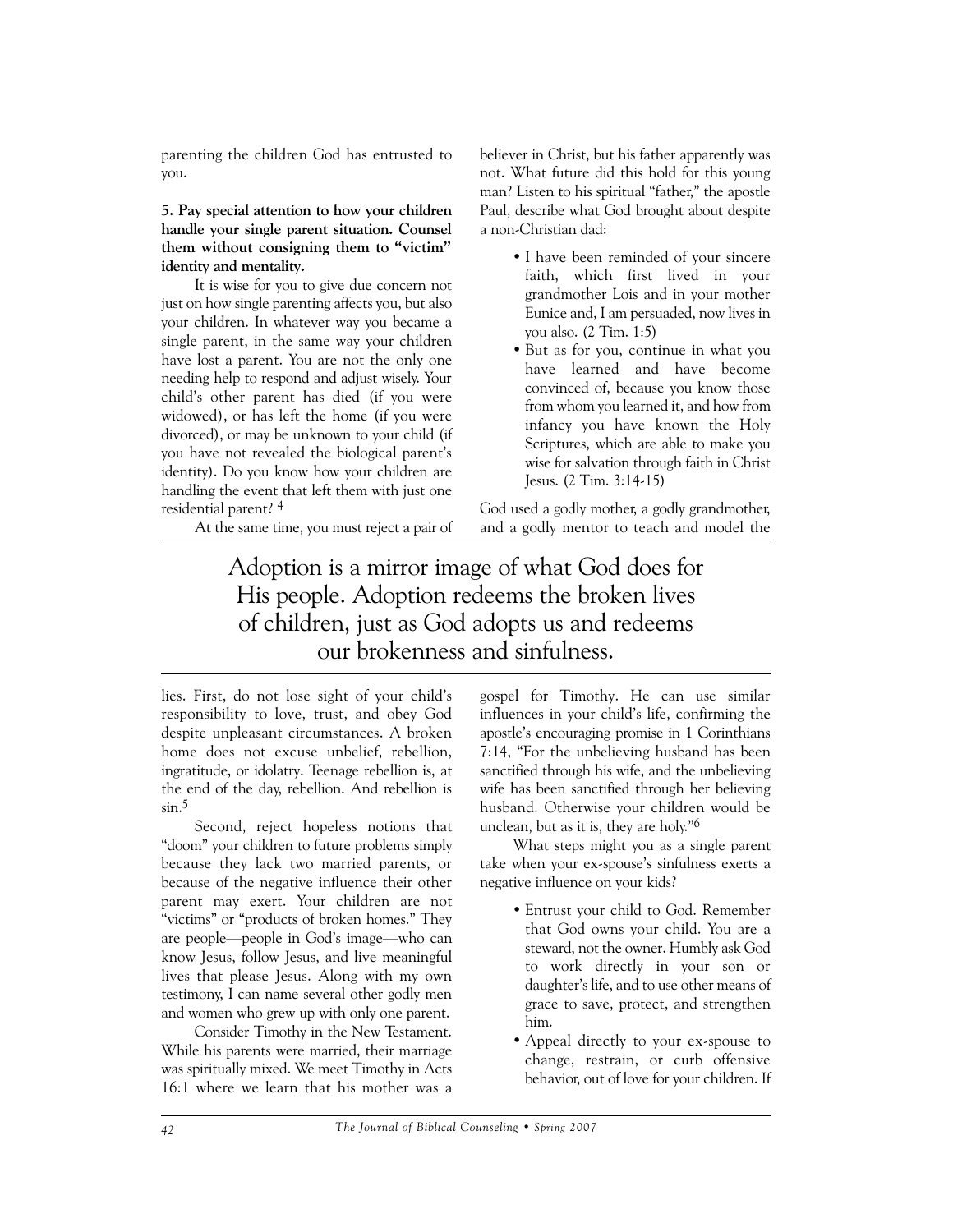parenting the children God has entrusted to you.

**5. Pay special attention to how your children handle your single parent situation. Counsel them without consigning them to "victim" identity and mentality.**

It is wise for you to give due concern not just on how single parenting affects you, but also your children. In whatever way you became a single parent, in the same way your children have lost a parent. You are not the only one needing help to respond and adjust wisely. Your child's other parent has died (if you were widowed), or has left the home (if you were divorced), or may be unknown to your child (if you have not revealed the biological parent's identity). Do you know how your children are handling the event that left them with just one residential parent? [4]

At the same time, you must reject a pair of lies. First, do not lose sight of your child's responsibility to love, trust, and obey God despite unpleasant circumstances. A broken home does not excuse unbelief, rebellion, ingratitude, or idolatry. Teenage rebellion is, at the end of the day, rebellion. And rebellion is sin.[5]

Second, reject hopeless notions that "doom" your children to future problems simply because they lack two married parents, or because of the negative influence their other parent may exert. Your children are not "victims" or "products of broken homes." They are people—people in God's image—who can know Jesus, follow Jesus, and live meaningful lives that please Jesus. Along with my own testimony, I can name several other godly men and women who grew up with only one parent.

Consider Timothy in the New Testament. While his parents were married, their marriage was spiritually mixed. We meet Timothy in Acts 16:1 where we learn that his mother was a believer in Christ, but his father apparently was not. What future did this hold for this young man? Listen to his spiritual "father," the apostle Paul, describe what God brought about despite a non-Christian dad:

- I have been reminded of your sincere faith, which first lived in your grandmother Lois and in your mother Eunice and, I am persuaded, now lives in you also. (2 Tim. 1:5)
- But as for you, continue in what you have learned and have become convinced of, because you know those from whom you learned it, and how from infancy you have known the Holy Scriptures, which are able to make you wise for salvation through faith in Christ Jesus. (2 Tim. 3:14-15)

God used a godly mother, a godly grandmother, and a godly mentor to teach and model the gospel for Timothy. He can use similar influences in your child's life, confirming the apostle's encouraging promise in 1 Corinthians 7:14, "For the unbelieving husband has been sanctified through his wife, and the unbelieving wife has been sanctified through her believing husband. Otherwise your children would be unclean, but as it is, they are holy."[6]

What steps might you as a single parent take when your ex-spouse's sinfulness exerts a negative influence on your kids?

- Entrust your child to God. Remember that God owns your child. You are a steward, not the owner. Humbly ask God to work directly in your son or daughter's life, and to use other means of grace to save, protect, and strengthen him.
- Appeal directly to your ex-spouse to change, restrain, or curb offensive behavior, out of love for your children. If

> Adoption is a mirror image of what God does for His people. Adoption redeems the broken lives of children, just as God adopts us and redeems our brokenness and sinfulness.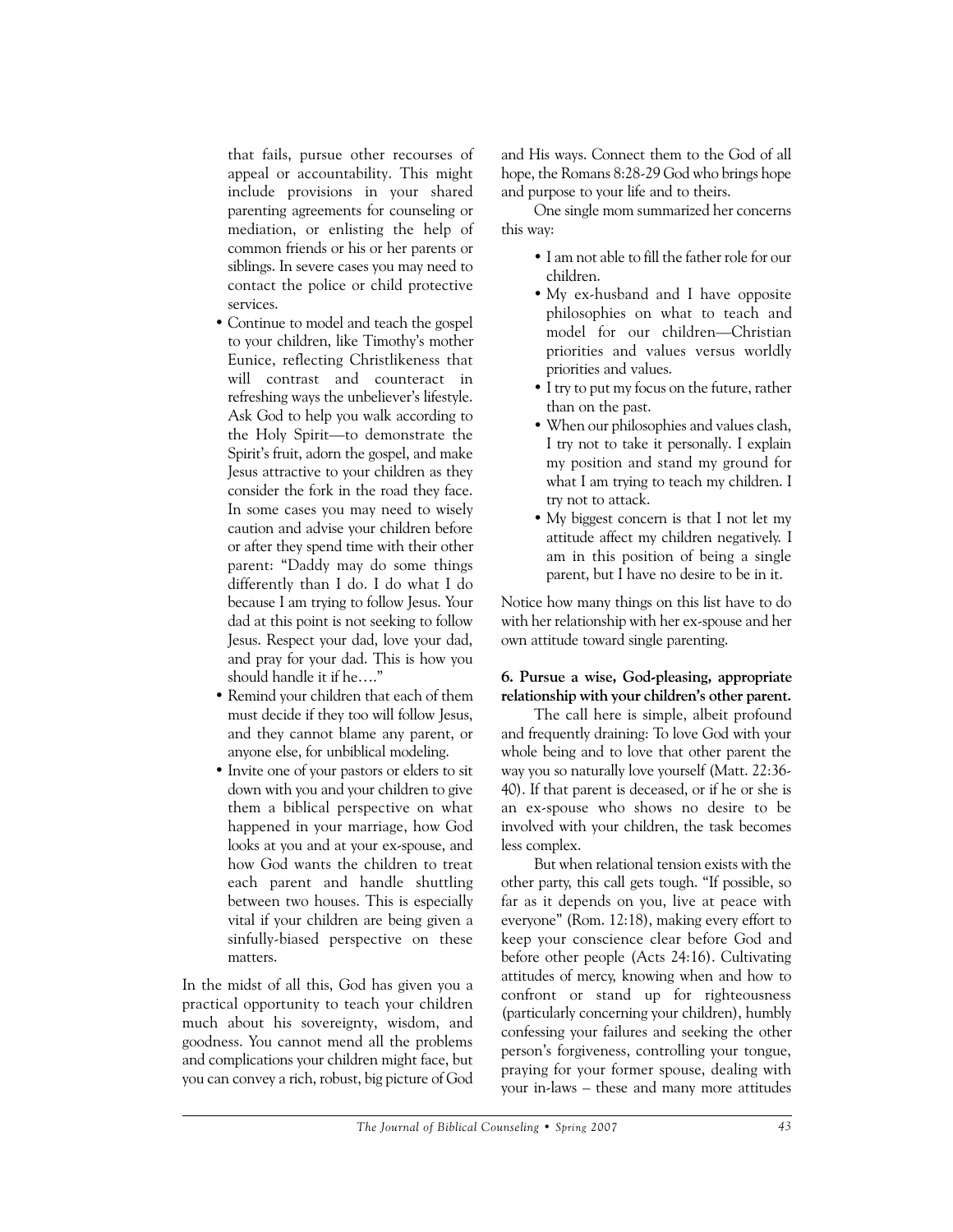that fails, pursue other recourses of appeal or accountability. This might include provisions in your shared parenting agreements for counseling or mediation, or enlisting the help of common friends or his or her parents or siblings. In severe cases you may need to contact the police or child protective services.

- Continue to model and teach the gospel to your children, like Timothy's mother Eunice, reflecting Christlikeness that will contrast and counteract in refreshing ways the unbeliever's lifestyle. Ask God to help you walk according to the Holy Spirit—to demonstrate the Spirit's fruit, adorn the gospel, and make Jesus attractive to your children as they consider the fork in the road they face. In some cases you may need to wisely caution and advise your children before or after they spend time with their other parent: "Daddy may do some things differently than I do. I do what I do because I am trying to follow Jesus. Your dad at this point is not seeking to follow Jesus. Respect your dad, love your dad, and pray for your dad. This is how you should handle it if he…."
- Remind your children that each of them must decide if they too will follow Jesus, and they cannot blame any parent, or anyone else, for unbiblical modeling.
- Invite one of your pastors or elders to sit down with you and your children to give them a biblical perspective on what happened in your marriage, how God looks at you and at your ex-spouse, and how God wants the children to treat each parent and handle shuttling between two houses. This is especially vital if your children are being given a sinfully-biased perspective on these matters.

In the midst of all this, God has given you a practical opportunity to teach your children much about his sovereignty, wisdom, and goodness. You cannot mend all the problems and complications your children might face, but you can convey a rich, robust, big picture of God and His ways. Connect them to the God of all hope, the Romans 8:28-29 God who brings hope and purpose to your life and to theirs.

One single mom summarized her concerns this way:

- I am not able to fill the father role for our children.
- My ex-husband and I have opposite philosophies on what to teach and model for our children—Christian priorities and values versus worldly priorities and values.
- I try to put my focus on the future, rather than on the past.
- When our philosophies and values clash, I try not to take it personally. I explain my position and stand my ground for what I am trying to teach my children. I try not to attack.
- My biggest concern is that I not let my attitude affect my children negatively. I am in this position of being a single parent, but I have no desire to be in it.

Notice how many things on this list have to do with her relationship with her ex-spouse and her own attitude toward single parenting.

**6. Pursue a wise, God-pleasing, appropriate relationship with your children's other parent.**

The call here is simple, albeit profound and frequently draining: To love God with your whole being and to love that other parent the way you so naturally love yourself (Matt. 22:36-40). If that parent is deceased, or if he or she is an ex-spouse who shows no desire to be involved with your children, the task becomes less complex.

But when relational tension exists with the other party, this call gets tough. "If possible, so far as it depends on you, live at peace with everyone" (Rom. 12:18), making every effort to keep your conscience clear before God and before other people (Acts 24:16). Cultivating attitudes of mercy, knowing when and how to confront or stand up for righteousness (particularly concerning your children), humbly confessing your failures and seeking the other person's forgiveness, controlling your tongue, praying for your former spouse, dealing with your in-laws – these and many more attitudes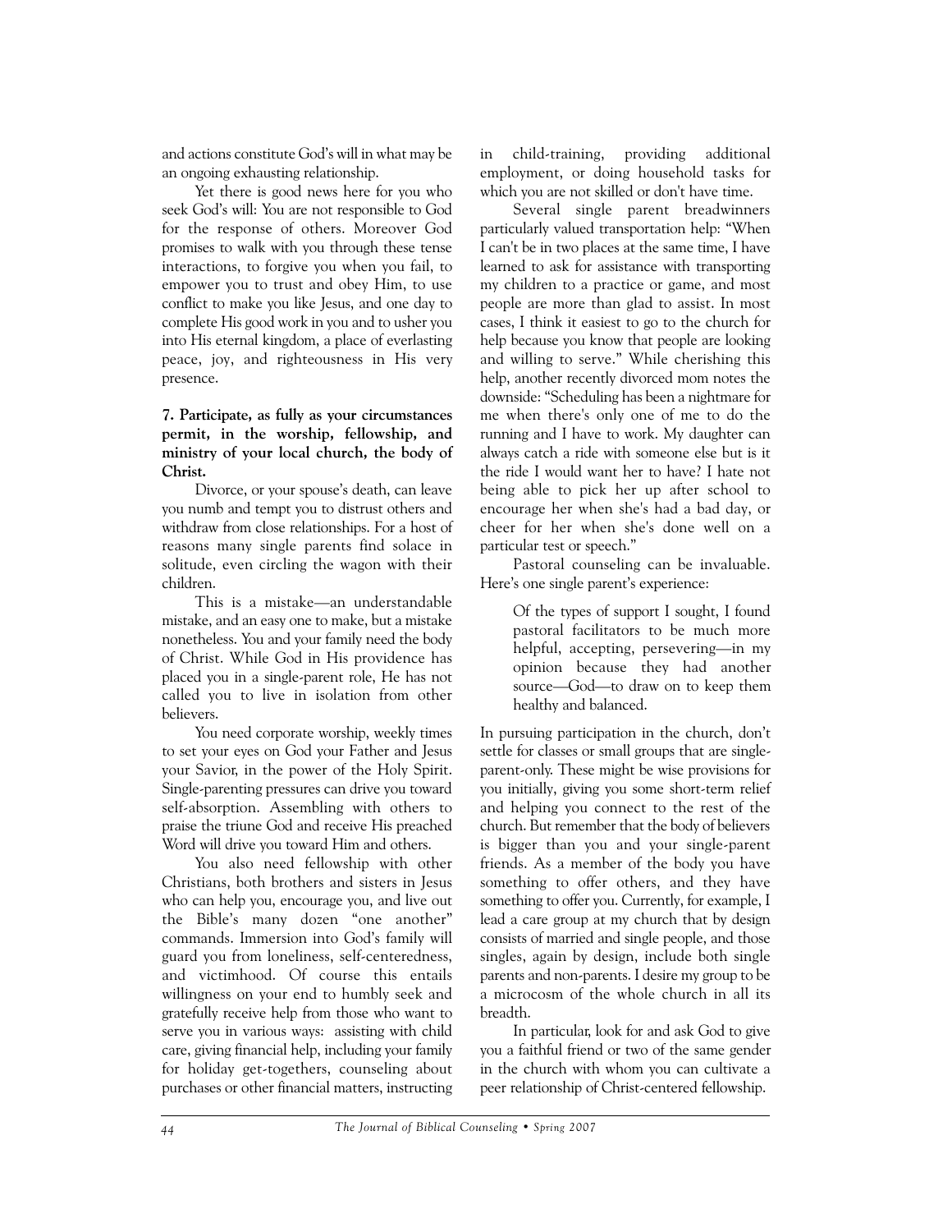and actions constitute God's will in what may be an ongoing exhausting relationship.

Yet there is good news here for you who seek God's will: You are not responsible to God for the response of others. Moreover God promises to walk with you through these tense interactions, to forgive you when you fail, to empower you to trust and obey Him, to use conflict to make you like Jesus, and one day to complete His good work in you and to usher you into His eternal kingdom, a place of everlasting peace, joy, and righteousness in His very presence.

**7. Participate, as fully as your circumstances permit, in the worship, fellowship, and ministry of your local church, the body of Christ.**

Divorce, or your spouse's death, can leave you numb and tempt you to distrust others and withdraw from close relationships. For a host of reasons many single parents find solace in solitude, even circling the wagon with their children.

This is a mistake—an understandable mistake, and an easy one to make, but a mistake nonetheless. You and your family need the body of Christ. While God in His providence has placed you in a single-parent role, He has not called you to live in isolation from other believers.

You need corporate worship, weekly times to set your eyes on God your Father and Jesus your Savior, in the power of the Holy Spirit. Single-parenting pressures can drive you toward self-absorption. Assembling with others to praise the triune God and receive His preached Word will drive you toward Him and others.

You also need fellowship with other Christians, both brothers and sisters in Jesus who can help you, encourage you, and live out the Bible's many dozen "one another" commands. Immersion into God's family will guard you from loneliness, self-centeredness, and victimhood. Of course this entails willingness on your end to humbly seek and gratefully receive help from those who want to serve you in various ways: assisting with child care, giving financial help, including your family for holiday get-togethers, counseling about purchases or other financial matters, instructing in child-training, providing additional employment, or doing household tasks for which you are not skilled or don't have time.

Several single parent breadwinners particularly valued transportation help: "When I can't be in two places at the same time, I have learned to ask for assistance with transporting my children to a practice or game, and most people are more than glad to assist. In most cases, I think it easiest to go to the church for help because you know that people are looking and willing to serve." While cherishing this help, another recently divorced mom notes the downside: "Scheduling has been a nightmare for me when there's only one of me to do the running and I have to work. My daughter can always catch a ride with someone else but is it the ride I would want her to have? I hate not being able to pick her up after school to encourage her when she's had a bad day, or cheer for her when she's done well on a particular test or speech."

Pastoral counseling can be invaluable. Here's one single parent's experience:

> Of the types of support I sought, I found pastoral facilitators to be much more helpful, accepting, persevering—in my opinion because they had another source—God—to draw on to keep them healthy and balanced.

In pursuing participation in the church, don't settle for classes or small groups that are single-parent-only. These might be wise provisions for you initially, giving you some short-term relief and helping you connect to the rest of the church. But remember that the body of believers is bigger than you and your single-parent friends. As a member of the body you have something to offer others, and they have something to offer you. Currently, for example, I lead a care group at my church that by design consists of married and single people, and those singles, again by design, include both single parents and non-parents. I desire my group to be a microcosm of the whole church in all its breadth.

In particular, look for and ask God to give you a faithful friend or two of the same gender in the church with whom you can cultivate a peer relationship of Christ-centered fellowship.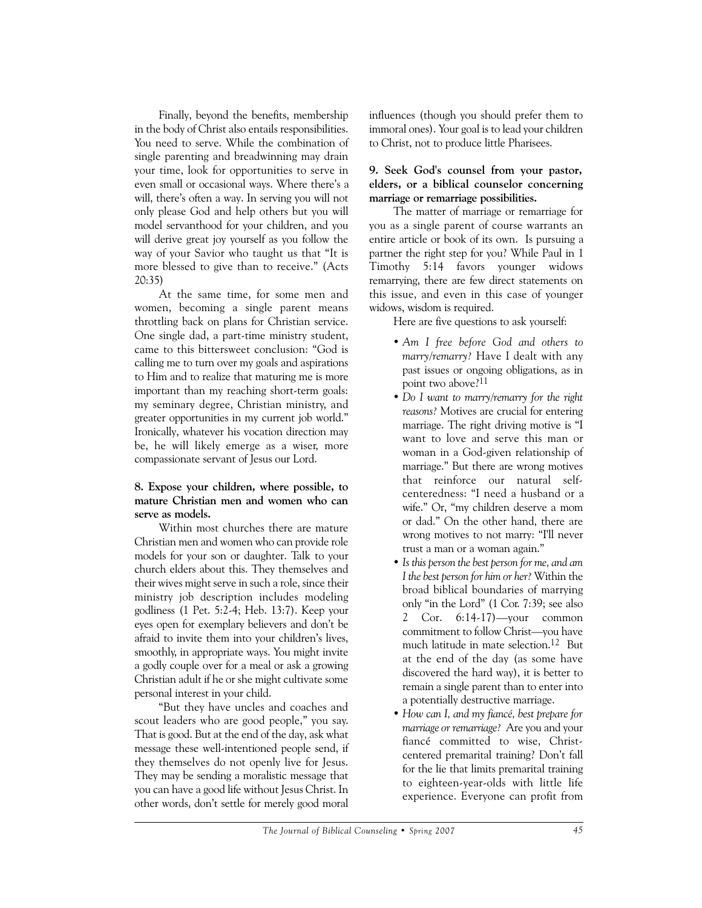Finally, beyond the benefits, membership in the body of Christ also entails responsibilities. You need to serve. While the combination of single parenting and breadwinning may drain your time, look for opportunities to serve in even small or occasional ways. Where there's a will, there's often a way. In serving you will not only please God and help others but you will model servanthood for your children, and you will derive great joy yourself as you follow the way of your Savior who taught us that "It is more blessed to give than to receive." (Acts 20:35)

At the same time, for some men and women, becoming a single parent means throttling back on plans for Christian service. One single dad, a part-time ministry student, came to this bittersweet conclusion: "God is calling me to turn over my goals and aspirations to Him and to realize that maturing me is more important than my reaching short-term goals: my seminary degree, Christian ministry, and greater opportunities in my current job world." Ironically, whatever his vocation direction may be, he will likely emerge as a wiser, more compassionate servant of Jesus our Lord.

**8. Expose your children, where possible, to mature Christian men and women who can serve as models.**

Within most churches there are mature Christian men and women who can provide role models for your son or daughter. Talk to your church elders about this. They themselves and their wives might serve in such a role, since their ministry job description includes modeling godliness (1 Pet. 5:2-4; Heb. 13:7). Keep your eyes open for exemplary believers and don't be afraid to invite them into your children's lives, smoothly, in appropriate ways. You might invite a godly couple over for a meal or ask a growing Christian adult if he or she might cultivate some personal interest in your child.

"But they have uncles and coaches and scout leaders who are good people," you say. That is good. But at the end of the day, ask what message these well-intentioned people send, if they themselves do not openly live for Jesus. They may be sending a moralistic message that you can have a good life without Jesus Christ. In other words, don't settle for merely good moral influences (though you should prefer them to immoral ones). Your goal is to lead your children to Christ, not to produce little Pharisees.

**9. Seek God's counsel from your pastor, elders, or a biblical counselor concerning marriage or remarriage possibilities.**

The matter of marriage or remarriage for you as a single parent of course warrants an entire article or book of its own. Is pursuing a partner the right step for you? While Paul in 1 Timothy 5:14 favors younger widows remarrying, there are few direct statements on this issue, and even in this case of younger widows, wisdom is required.

Here are five questions to ask yourself:

- *Am I free before God and others to marry/remarry?* Have I dealt with any past issues or ongoing obligations, as in point two above?[11]
- *Do I want to marry/remarry for the right reasons?* Motives are crucial for entering marriage. The right driving motive is "I want to love and serve this man or woman in a God-given relationship of marriage." But there are wrong motives that reinforce our natural self-centeredness: "I need a husband or a wife." Or, "my children deserve a mom or dad." On the other hand, there are wrong motives to not marry: "I'll never trust a man or a woman again."
- *Is this person the best person for me, and am I the best person for him or her?* Within the broad biblical boundaries of marrying only "in the Lord" (1 Cor. 7:39; see also 2 Cor. 6:14-17)—your common commitment to follow Christ—you have much latitude in mate selection.[12] But at the end of the day (as some have discovered the hard way), it is better to remain a single parent than to enter into a potentially destructive marriage.
- *How can I, and my fiancé, best prepare for marriage or remarriage?* Are you and your fiancé committed to wise, Christ-centered premarital training? Don't fall for the lie that limits premarital training to eighteen-year-olds with little life experience. Everyone can profit from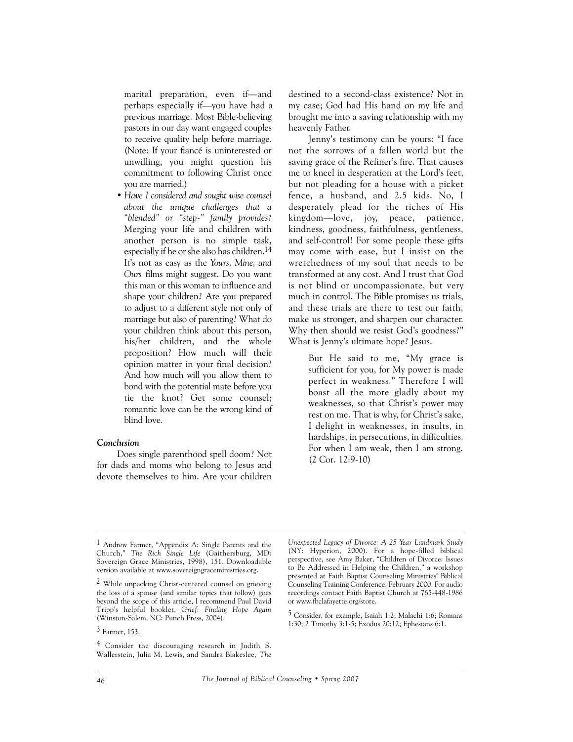marital preparation, even if—and perhaps especially if—you have had a previous marriage. Most Bible-believing pastors in our day want engaged couples to receive quality help before marriage. (Note: If your fiancé is uninterested or unwilling, you might question his commitment to following Christ once you are married.)

- *Have I considered and sought wise counsel about the unique challenges that a "blended" or "step-" family provides?* Merging your life and children with another person is no simple task, especially if he or she also has children.[14] It's not as easy as the *Yours, Mine, and Ours* films might suggest. Do you want this man or this woman to influence and shape your children? Are you prepared to adjust to a different style not only of marriage but also of parenting? What do your children think about this person, his/her children, and the whole proposition? How much will their opinion matter in your final decision? And how much will you allow them to bond with the potential mate before you tie the knot? Get some counsel; romantic love can be the wrong kind of blind love.

### *Conclusion*

Does single parenthood spell doom? Not for dads and moms who belong to Jesus and devote themselves to him. Are your children destined to a second-class existence? Not in my case; God had His hand on my life and brought me into a saving relationship with my heavenly Father.

Jenny's testimony can be yours: "I face not the sorrows of a fallen world but the saving grace of the Refiner's fire. That causes me to kneel in desperation at the Lord's feet, but not pleading for a house with a picket fence, a husband, and 2.5 kids. No, I desperately plead for the riches of His kingdom—love, joy, peace, patience, kindness, goodness, faithfulness, gentleness, and self-control! For some people these gifts may come with ease, but I insist on the wretchedness of my soul that needs to be transformed at any cost. And I trust that God is not blind or uncompassionate, but very much in control. The Bible promises us trials, and these trials are there to test our faith, make us stronger, and sharpen our character. Why then should we resist God's goodness?" What is Jenny's ultimate hope? Jesus.

> But He said to me, "My grace is sufficient for you, for My power is made perfect in weakness." Therefore I will boast all the more gladly about my weaknesses, so that Christ's power may rest on me. That is why, for Christ's sake, I delight in weaknesses, in insults, in hardships, in persecutions, in difficulties. For when I am weak, then I am strong. (2 Cor. 12:9-10)

---

[1] Andrew Farmer, "Appendix A: Single Parents and the Church," *The Rich Single Life* (Gaithersburg, MD: Sovereign Grace Ministries, 1998), 151. Downloadable version available at www.sovereigngraceministries.org.

[2] While unpacking Christ-centered counsel on grieving the loss of a spouse (and similar topics that follow) goes beyond the scope of this article, I recommend Paul David Tripp's helpful booklet, *Grief: Finding Hope Again* (Winston-Salem, NC: Punch Press, 2004).

[3] Farmer, 153.

[4] Consider the discouraging research in Judith S. Wallerstein, Julia M. Lewis, and Sandra Blakeslee, *The Unexpected Legacy of Divorce: A 25 Year Landmark Study* (NY: Hyperion, 2000). For a hope-filled biblical perspective, see Amy Baker, "Children of Divorce: Issues to Be Addressed in Helping the Children," a workshop presented at Faith Baptist Counseling Ministries' Biblical Counseling Training Conference, February 2000. For audio recordings contact Faith Baptist Church at 765-448-1986 or www.fbclafayette.org/store.

[5] Consider, for example, Isaiah 1:2; Malachi 1:6; Romans 1:30; 2 Timothy 3:1-5; Exodus 20:12; Ephesians 6:1.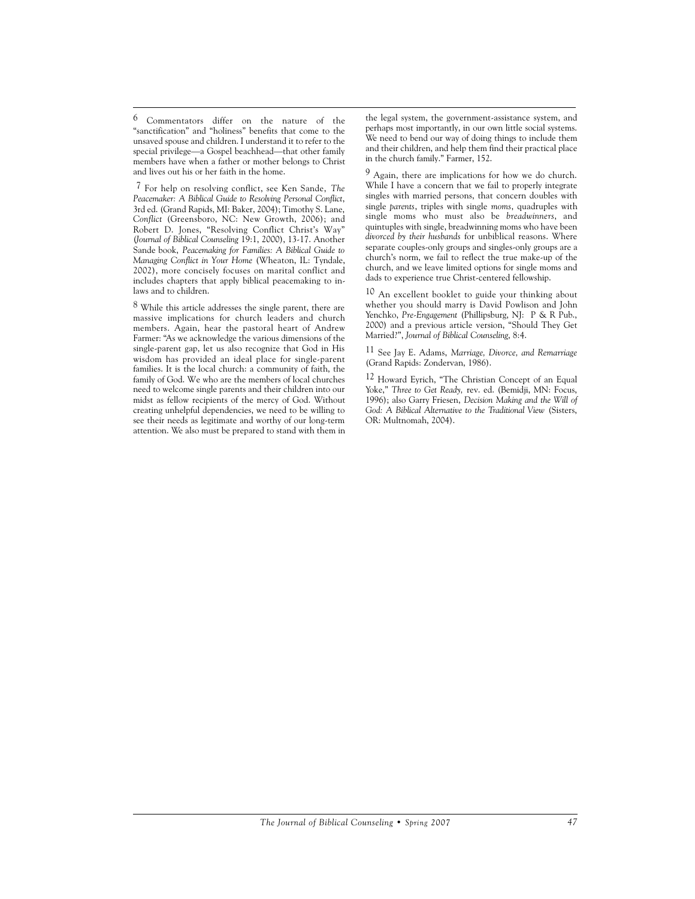6 Commentators differ on the nature of the "sanctification" and "holiness" benefits that come to the unsaved spouse and children. I understand it to refer to the special privilege—a Gospel beachhead—that other family members have when a father or mother belongs to Christ and lives out his or her faith in the home.

7 For help on resolving conflict, see Ken Sande, *The Peacemaker: A Biblical Guide to Resolving Personal Conflict*, 3rd ed. (Grand Rapids, MI: Baker, 2004); Timothy S. Lane, *Conflict* (Greensboro, NC: New Growth, 2006); and Robert D. Jones, "Resolving Conflict Christ's Way" (*Journal of Biblical Counseling* 19:1, 2000), 13-17. Another Sande book, *Peacemaking for Families: A Biblical Guide to Managing Conflict in Your Home* (Wheaton, IL: Tyndale, 2002), more concisely focuses on marital conflict and includes chapters that apply biblical peacemaking to in-laws and to children.

8 While this article addresses the single parent, there are massive implications for church leaders and church members. Again, hear the pastoral heart of Andrew Farmer: "As we acknowledge the various dimensions of the single-parent gap, let us also recognize that God in His wisdom has provided an ideal place for single-parent families. It is the local church: a community of faith, the family of God. We who are the members of local churches need to welcome single parents and their children into our midst as fellow recipients of the mercy of God. Without creating unhelpful dependencies, we need to be willing to see their needs as legitimate and worthy of our long-term attention. We also must be prepared to stand with them in the legal system, the government-assistance system, and perhaps most importantly, in our own little social systems. We need to bend our way of doing things to include them and their children, and help them find their practical place in the church family." Farmer, 152.

9 Again, there are implications for how we do church. While I have a concern that we fail to properly integrate singles with married persons, that concern doubles with single *parents*, triples with single *moms*, quadruples with single moms who must also be *breadwinners*, and quintuples with single, breadwinning moms who have been *divorced by their husbands* for unbiblical reasons. Where separate couples-only groups and singles-only groups are a church's norm, we fail to reflect the true make-up of the church, and we leave limited options for single moms and dads to experience true Christ-centered fellowship.

10 An excellent booklet to guide your thinking about whether you should marry is David Powlison and John Yenchko, *Pre-Engagement* (Phillipsburg, NJ: P & R Pub., 2000) and a previous article version, "Should They Get Married?", *Journal of Biblical Counseling*, 8:4.

11 See Jay E. Adams, *Marriage, Divorce, and Remarriage* (Grand Rapids: Zondervan, 1986).

12 Howard Eyrich, "The Christian Concept of an Equal Yoke," *Three to Get Ready,* rev. ed. (Bemidji, MN: Focus, 1996); also Garry Friesen, *Decision Making and the Will of God: A Biblical Alternative to the Traditional View* (Sisters, OR: Multnomah, 2004).